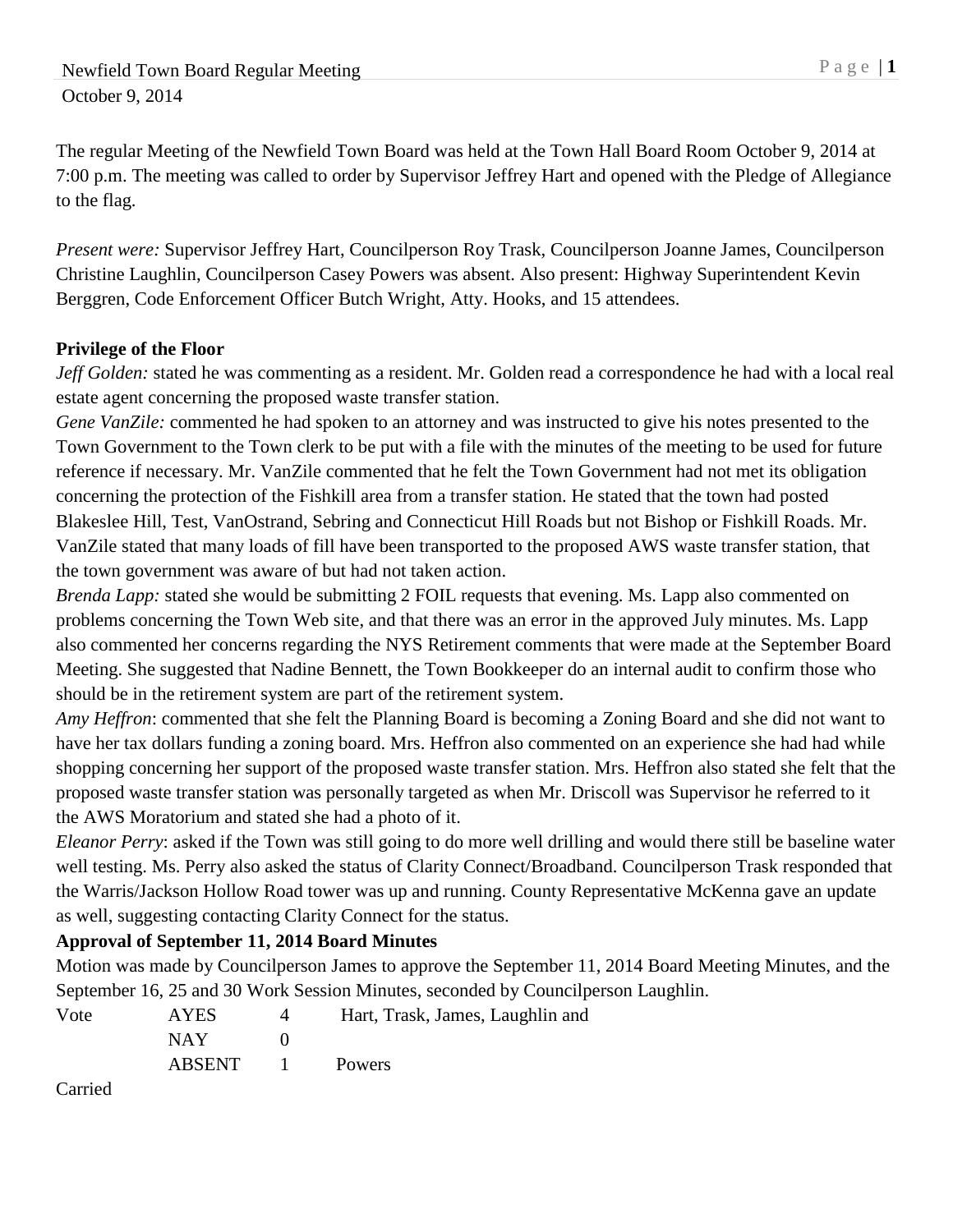Newfield Town Board Regular Meeting
October 9, 2014

The regular Meeting of the Newfield Town Board was held at the Town Hall Board Room October 9, 2014 at 7:00 p.m. The meeting was called to order by Supervisor Jeffrey Hart and opened with the Pledge of Allegiance to the flag.

*Present were:* Supervisor Jeffrey Hart, Councilperson Roy Trask, Councilperson Joanne James, Councilperson Christine Laughlin, Councilperson Casey Powers was absent. Also present: Highway Superintendent Kevin Berggren, Code Enforcement Officer Butch Wright, Atty. Hooks, and 15 attendees.

**Privilege of the Floor**

*Jeff Golden:* stated he was commenting as a resident. Mr. Golden read a correspondence he had with a local real estate agent concerning the proposed waste transfer station.

*Gene VanZile:* commented he had spoken to an attorney and was instructed to give his notes presented to the Town Government to the Town clerk to be put with a file with the minutes of the meeting to be used for future reference if necessary. Mr. VanZile commented that he felt the Town Government had not met its obligation concerning the protection of the Fishkill area from a transfer station. He stated that the town had posted Blakeslee Hill, Test, VanOstrand, Sebring and Connecticut Hill Roads but not Bishop or Fishkill Roads. Mr. VanZile stated that many loads of fill have been transported to the proposed AWS waste transfer station, that the town government was aware of but had not taken action.

*Brenda Lapp:* stated she would be submitting 2 FOIL requests that evening. Ms. Lapp also commented on problems concerning the Town Web site, and that there was an error in the approved July minutes. Ms. Lapp also commented her concerns regarding the NYS Retirement comments that were made at the September Board Meeting. She suggested that Nadine Bennett, the Town Bookkeeper do an internal audit to confirm those who should be in the retirement system are part of the retirement system.

*Amy Heffron*: commented that she felt the Planning Board is becoming a Zoning Board and she did not want to have her tax dollars funding a zoning board. Mrs. Heffron also commented on an experience she had had while shopping concerning her support of the proposed waste transfer station. Mrs. Heffron also stated she felt that the proposed waste transfer station was personally targeted as when Mr. Driscoll was Supervisor he referred to it the AWS Moratorium and stated she had a photo of it.

*Eleanor Perry*: asked if the Town was still going to do more well drilling and would there still be baseline water well testing. Ms. Perry also asked the status of Clarity Connect/Broadband. Councilperson Trask responded that the Warris/Jackson Hollow Road tower was up and running. County Representative McKenna gave an update as well, suggesting contacting Clarity Connect for the status.

**Approval of September 11, 2014 Board Minutes**

Motion was made by Councilperson James to approve the September 11, 2014 Board Meeting Minutes, and the September 16, 25 and 30 Work Session Minutes, seconded by Councilperson Laughlin.

| Vote | AYES | 4 | Hart, Trask, James, Laughlin and |
|---|---|---|---|
| | NAY | 0 | |
| | ABSENT | 1 | Powers |

Carried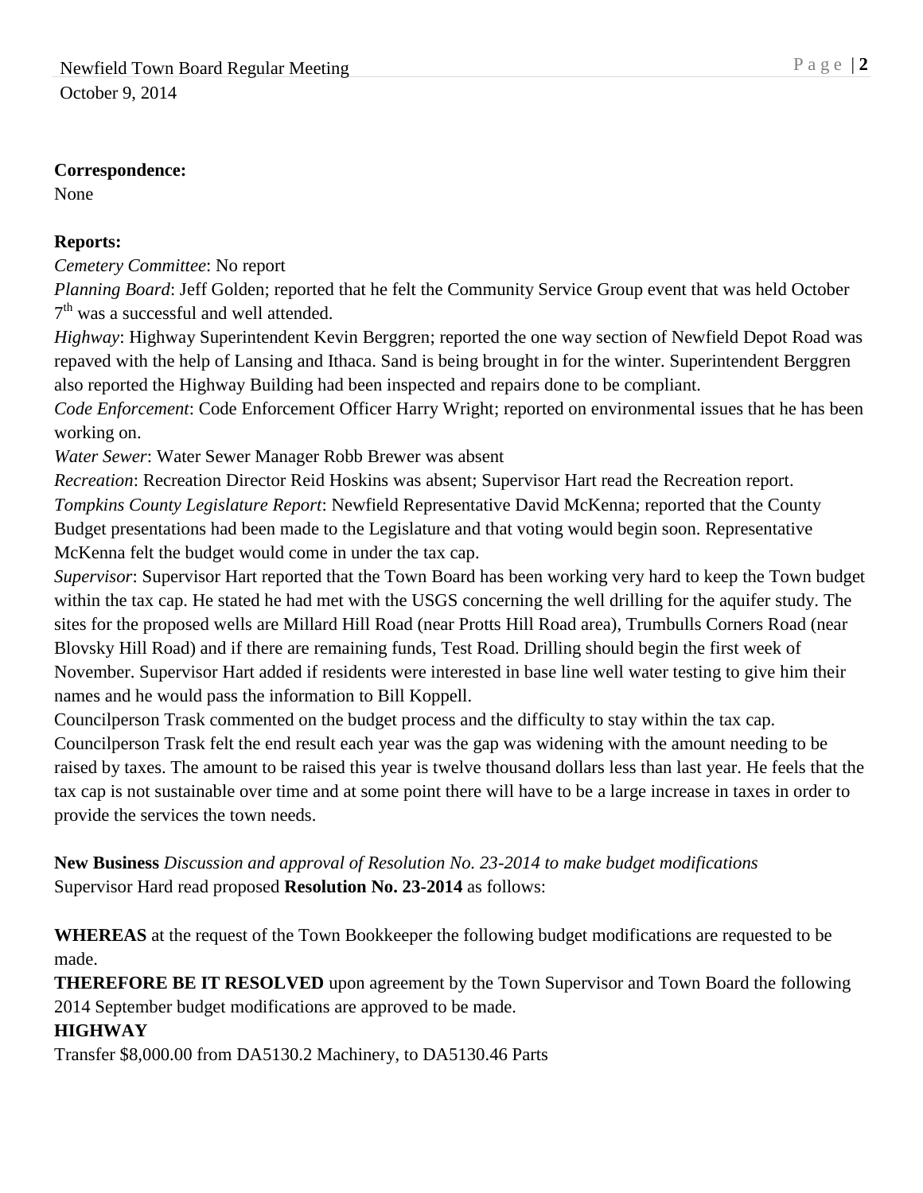**Correspondence:**
None

**Reports:**
*Cemetery Committee*: No report
*Planning Board*: Jeff Golden; reported that he felt the Community Service Group event that was held October 7th was a successful and well attended.
*Highway*: Highway Superintendent Kevin Berggren; reported the one way section of Newfield Depot Road was repaved with the help of Lansing and Ithaca. Sand is being brought in for the winter. Superintendent Berggren also reported the Highway Building had been inspected and repairs done to be compliant.
*Code Enforcement*: Code Enforcement Officer Harry Wright; reported on environmental issues that he has been working on.
*Water Sewer*: Water Sewer Manager Robb Brewer was absent
*Recreation*: Recreation Director Reid Hoskins was absent; Supervisor Hart read the Recreation report.
*Tompkins County Legislature Report*: Newfield Representative David McKenna; reported that the County Budget presentations had been made to the Legislature and that voting would begin soon. Representative McKenna felt the budget would come in under the tax cap.
*Supervisor*: Supervisor Hart reported that the Town Board has been working very hard to keep the Town budget within the tax cap. He stated he had met with the USGS concerning the well drilling for the aquifer study. The sites for the proposed wells are Millard Hill Road (near Protts Hill Road area), Trumbulls Corners Road (near Blovsky Hill Road) and if there are remaining funds, Test Road. Drilling should begin the first week of November. Supervisor Hart added if residents were interested in base line well water testing to give him their names and he would pass the information to Bill Koppell.
Councilperson Trask commented on the budget process and the difficulty to stay within the tax cap. Councilperson Trask felt the end result each year was the gap was widening with the amount needing to be raised by taxes. The amount to be raised this year is twelve thousand dollars less than last year. He feels that the tax cap is not sustainable over time and at some point there will have to be a large increase in taxes in order to provide the services the town needs.

**New Business** *Discussion and approval of Resolution No. 23-2014 to make budget modifications*
Supervisor Hard read proposed **Resolution No. 23-2014** as follows:

**WHEREAS** at the request of the Town Bookkeeper the following budget modifications are requested to be made.
**THEREFORE BE IT RESOLVED** upon agreement by the Town Supervisor and Town Board the following 2014 September budget modifications are approved to be made.
**HIGHWAY**
Transfer $8,000.00 from DA5130.2 Machinery, to DA5130.46 Parts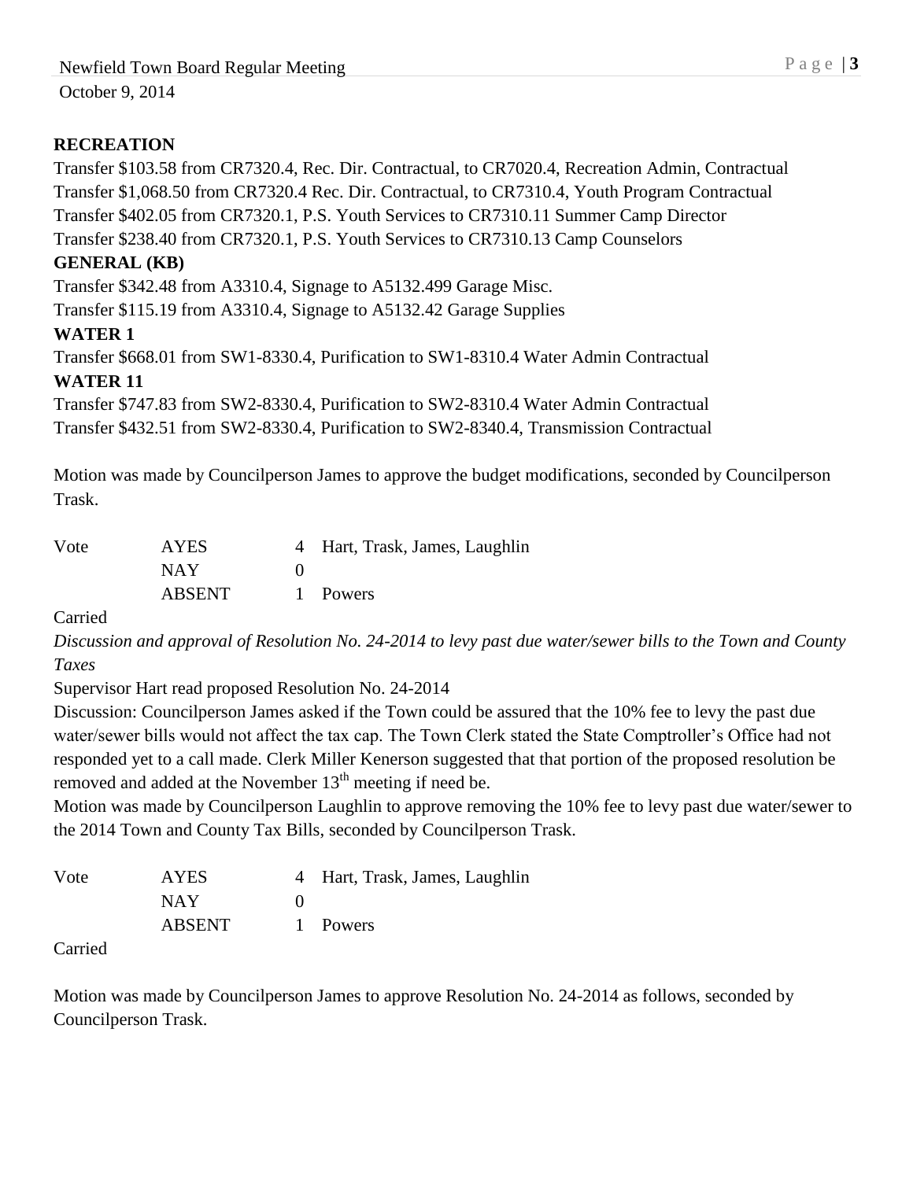**RECREATION**

Transfer $103.58 from CR7320.4, Rec. Dir. Contractual, to CR7020.4, Recreation Admin, Contractual
Transfer $1,068.50 from CR7320.4 Rec. Dir. Contractual, to CR7310.4, Youth Program Contractual
Transfer $402.05 from CR7320.1, P.S. Youth Services to CR7310.11 Summer Camp Director
Transfer $238.40 from CR7320.1, P.S. Youth Services to CR7310.13 Camp Counselors

**GENERAL (KB)**

Transfer $342.48 from A3310.4, Signage to A5132.499 Garage Misc.
Transfer $115.19 from A3310.4, Signage to A5132.42 Garage Supplies

**WATER 1**

Transfer $668.01 from SW1-8330.4, Purification to SW1-8310.4 Water Admin Contractual

**WATER 11**

Transfer $747.83 from SW2-8330.4, Purification to SW2-8310.4 Water Admin Contractual
Transfer $432.51 from SW2-8330.4, Purification to SW2-8340.4, Transmission Contractual

Motion was made by Councilperson James to approve the budget modifications, seconded by Councilperson Trask.

| Vote | AYES | 4 | Hart, Trask, James, Laughlin |
|---|---|---|---|
| | NAY | 0 | |
| | ABSENT | 1 | Powers |

Carried

*Discussion and approval of Resolution No. 24-2014 to levy past due water/sewer bills to the Town and County Taxes*

Supervisor Hart read proposed Resolution No. 24-2014

Discussion: Councilperson James asked if the Town could be assured that the 10% fee to levy the past due water/sewer bills would not affect the tax cap. The Town Clerk stated the State Comptroller's Office had not responded yet to a call made. Clerk Miller Kenerson suggested that that portion of the proposed resolution be removed and added at the November 13th meeting if need be.

Motion was made by Councilperson Laughlin to approve removing the 10% fee to levy past due water/sewer to the 2014 Town and County Tax Bills, seconded by Councilperson Trask.

| Vote | AYES | 4 | Hart, Trask, James, Laughlin |
|---|---|---|---|
| | NAY | 0 | |
| | ABSENT | 1 | Powers |

Carried

Motion was made by Councilperson James to approve Resolution No. 24-2014 as follows, seconded by Councilperson Trask.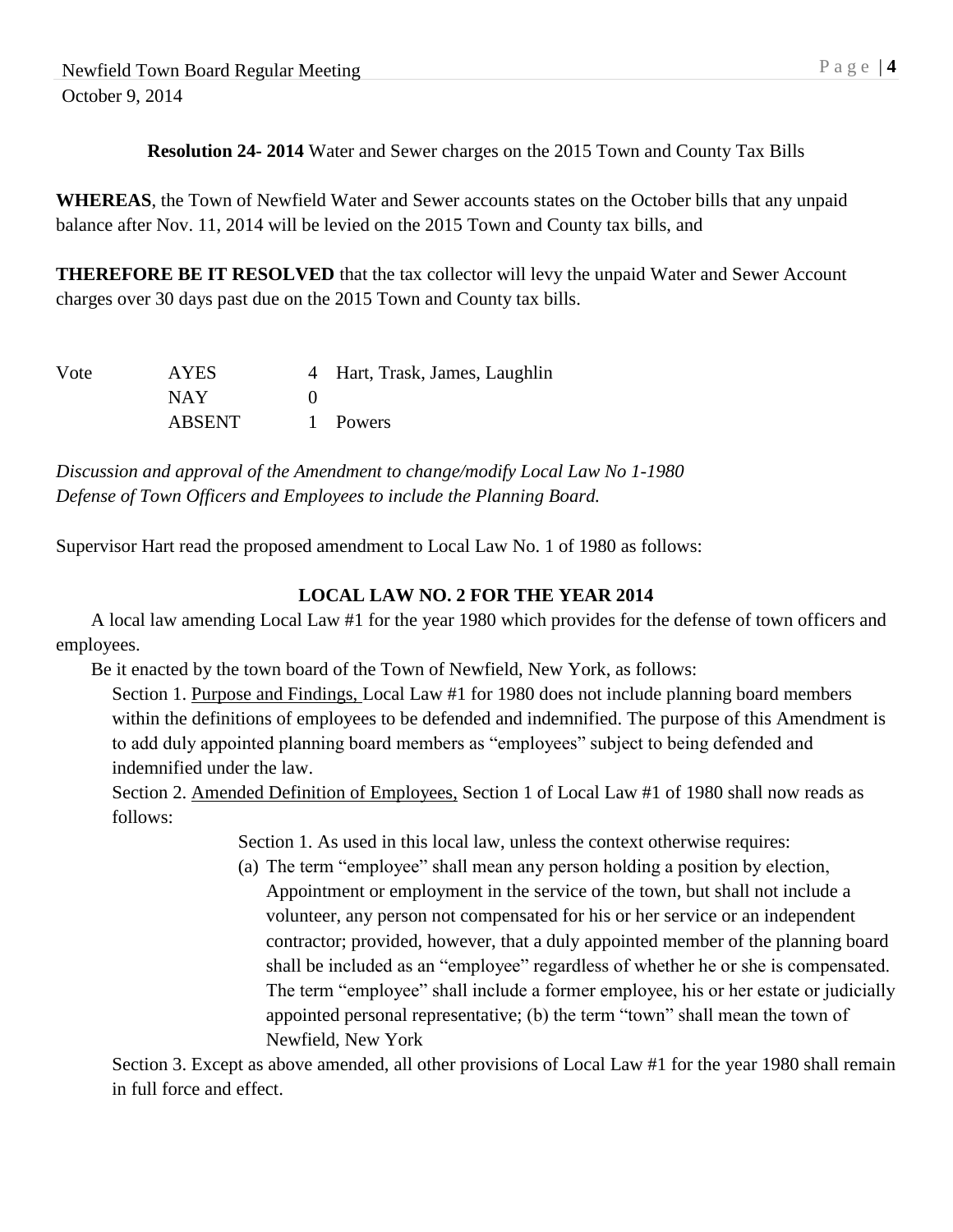**Resolution 24- 2014** Water and Sewer charges on the 2015 Town and County Tax Bills

**WHEREAS**, the Town of Newfield Water and Sewer accounts states on the October bills that any unpaid balance after Nov. 11, 2014 will be levied on the 2015 Town and County tax bills, and

**THEREFORE BE IT RESOLVED** that the tax collector will levy the unpaid Water and Sewer Account charges over 30 days past due on the 2015 Town and County tax bills.

| Vote | AYES | 4 | Hart, Trask, James, Laughlin |
|---|---|---|---|
| | NAY | 0 | |
| | ABSENT | 1 | Powers |

*Discussion and approval of the Amendment to change/modify Local Law No 1-1980 Defense of Town Officers and Employees to include the Planning Board.*

Supervisor Hart read the proposed amendment to Local Law No. 1 of 1980 as follows:

**LOCAL LAW NO. 2 FOR THE YEAR 2014**

A local law amending Local Law #1 for the year 1980 which provides for the defense of town officers and employees.

Be it enacted by the town board of the Town of Newfield, New York, as follows:

Section 1. <u>Purpose and Findings,</u> Local Law #1 for 1980 does not include planning board members within the definitions of employees to be defended and indemnified. The purpose of this Amendment is to add duly appointed planning board members as "employees" subject to being defended and indemnified under the law.

Section 2. <u>Amended Definition of Employees,</u> Section 1 of Local Law #1 of 1980 shall now reads as follows:

Section 1. As used in this local law, unless the context otherwise requires:

(a) The term "employee" shall mean any person holding a position by election, Appointment or employment in the service of the town, but shall not include a volunteer, any person not compensated for his or her service or an independent contractor; provided, however, that a duly appointed member of the planning board shall be included as an "employee" regardless of whether he or she is compensated. The term "employee" shall include a former employee, his or her estate or judicially appointed personal representative; (b) the term "town" shall mean the town of Newfield, New York

Section 3. Except as above amended, all other provisions of Local Law #1 for the year 1980 shall remain in full force and effect.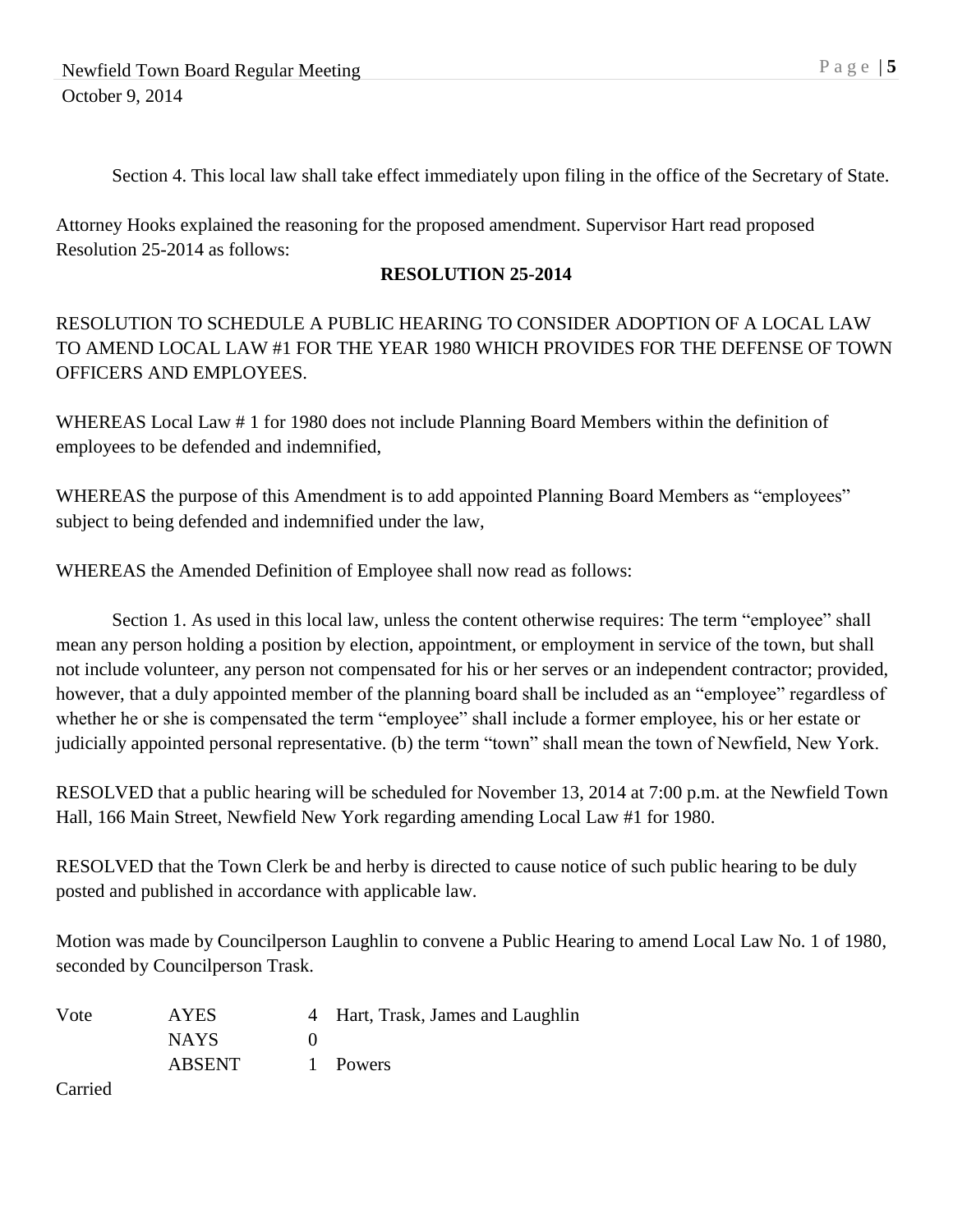Section 4. This local law shall take effect immediately upon filing in the office of the Secretary of State.

Attorney Hooks explained the reasoning for the proposed amendment. Supervisor Hart read proposed Resolution 25-2014 as follows:

**RESOLUTION 25-2014**

RESOLUTION TO SCHEDULE A PUBLIC HEARING TO CONSIDER ADOPTION OF A LOCAL LAW TO AMEND LOCAL LAW #1 FOR THE YEAR 1980 WHICH PROVIDES FOR THE DEFENSE OF TOWN OFFICERS AND EMPLOYEES.

WHEREAS Local Law # 1 for 1980 does not include Planning Board Members within the definition of employees to be defended and indemnified,

WHEREAS the purpose of this Amendment is to add appointed Planning Board Members as "employees" subject to being defended and indemnified under the law,

WHEREAS the Amended Definition of Employee shall now read as follows:

Section 1. As used in this local law, unless the content otherwise requires: The term "employee" shall mean any person holding a position by election, appointment, or employment in service of the town, but shall not include volunteer, any person not compensated for his or her serves or an independent contractor; provided, however, that a duly appointed member of the planning board shall be included as an "employee" regardless of whether he or she is compensated the term "employee" shall include a former employee, his or her estate or judicially appointed personal representative. (b) the term "town" shall mean the town of Newfield, New York.

RESOLVED that a public hearing will be scheduled for November 13, 2014 at 7:00 p.m. at the Newfield Town Hall, 166 Main Street, Newfield New York regarding amending Local Law #1 for 1980.

RESOLVED that the Town Clerk be and herby is directed to cause notice of such public hearing to be duly posted and published in accordance with applicable law.

Motion was made by Councilperson Laughlin to convene a Public Hearing to amend Local Law No. 1 of 1980, seconded by Councilperson Trask.

| Vote | AYES | 4 | Hart, Trask, James and Laughlin |
|---|---|---|---|
| | NAYS | 0 | |
| | ABSENT | 1 | Powers |

Carried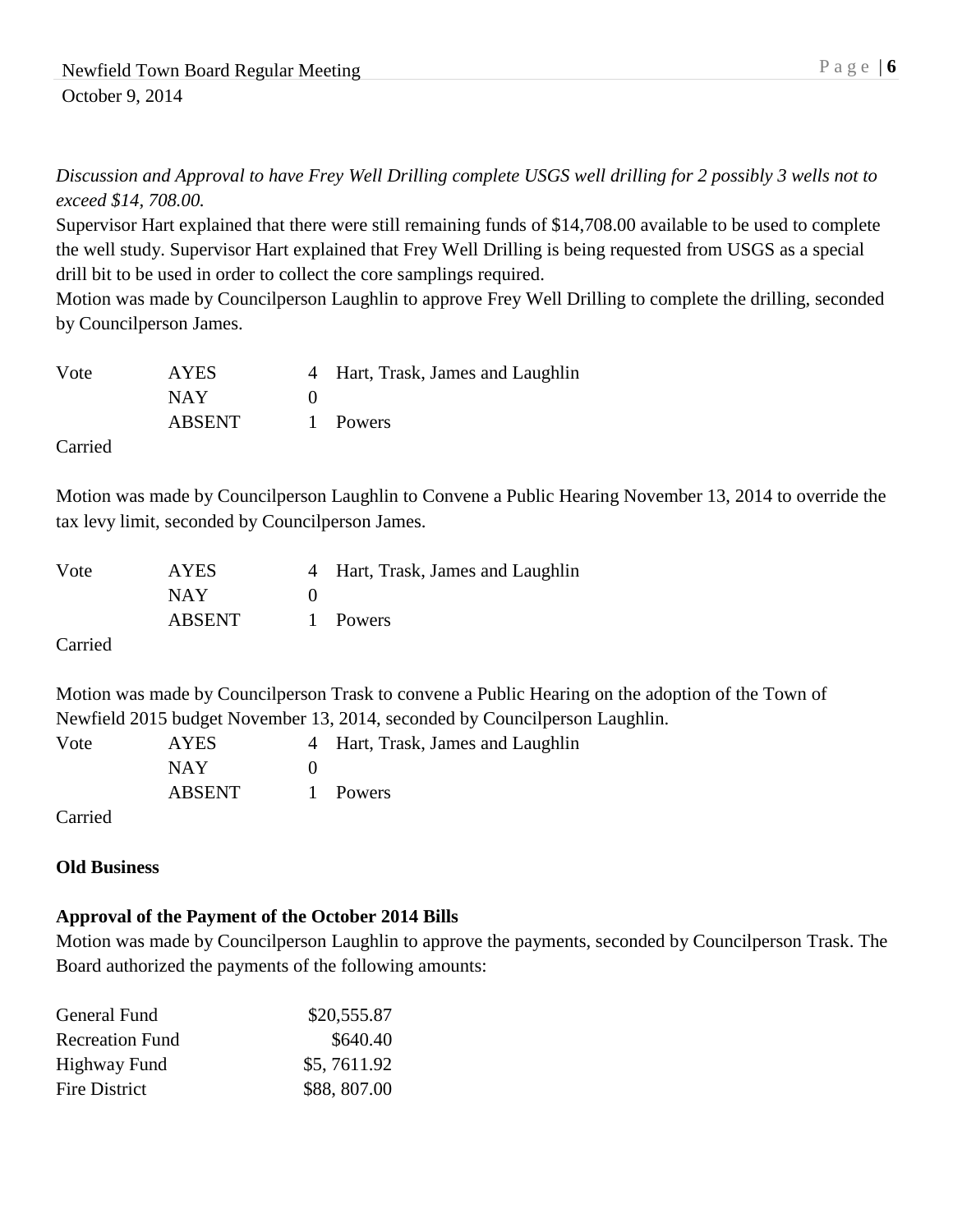*Discussion and Approval to have Frey Well Drilling complete USGS well drilling for 2 possibly 3 wells not to exceed $14, 708.00.*

Supervisor Hart explained that there were still remaining funds of $14,708.00 available to be used to complete the well study. Supervisor Hart explained that Frey Well Drilling is being requested from USGS as a special drill bit to be used in order to collect the core samplings required.

Motion was made by Councilperson Laughlin to approve Frey Well Drilling to complete the drilling, seconded by Councilperson James.

| Vote | AYES | 4 | Hart, Trask, James and Laughlin |
|---|---|---|---|
| | NAY | 0 | |
| | ABSENT | 1 | Powers |

Carried

Motion was made by Councilperson Laughlin to Convene a Public Hearing November 13, 2014 to override the tax levy limit, seconded by Councilperson James.

| Vote | AYES | 4 | Hart, Trask, James and Laughlin |
|---|---|---|---|
| | NAY | 0 | |
| | ABSENT | 1 | Powers |

Carried

Motion was made by Councilperson Trask to convene a Public Hearing on the adoption of the Town of Newfield 2015 budget November 13, 2014, seconded by Councilperson Laughlin.

| Vote | AYES | 4 | Hart, Trask, James and Laughlin |
|---|---|---|---|
| | NAY | 0 | |
| | ABSENT | 1 | Powers |

Carried

**Old Business**

**Approval of the Payment of the October 2014 Bills**

Motion was made by Councilperson Laughlin to approve the payments, seconded by Councilperson Trask. The Board authorized the payments of the following amounts:

| | |
|---|---|
| General Fund | $20,555.87 |
| Recreation Fund | $640.40 |
| Highway Fund | $5, 7611.92 |
| Fire District | $88, 807.00 |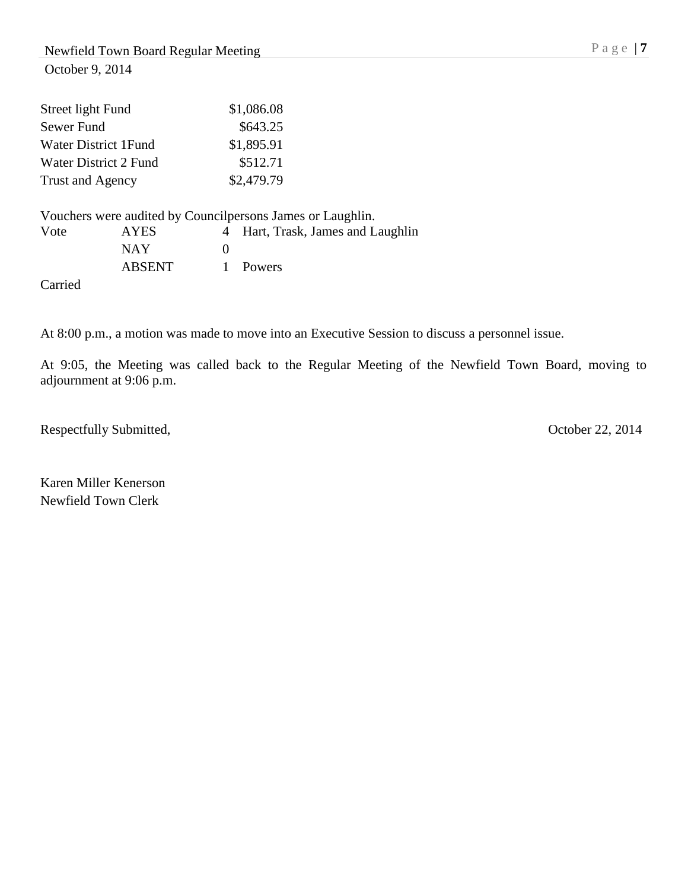| | |
|---|---|
| Street light Fund | $1,086.08 |
| Sewer Fund | $643.25 |
| Water District 1Fund | $1,895.91 |
| Water District 2 Fund | $512.71 |
| Trust and Agency | $2,479.79 |

Vouchers were audited by Councilpersons James or Laughlin.

| | | | |
|---|---|---|---|
| Vote | AYES | 4 | Hart, Trask, James and Laughlin |
| | NAY | 0 | |
| | ABSENT | 1 | Powers |

Carried

At 8:00 p.m., a motion was made to move into an Executive Session to discuss a personnel issue.

At 9:05, the Meeting was called back to the Regular Meeting of the Newfield Town Board, moving to adjournment at 9:06 p.m.

Respectfully Submitted, October 22, 2014

Karen Miller Kenerson
Newfield Town Clerk